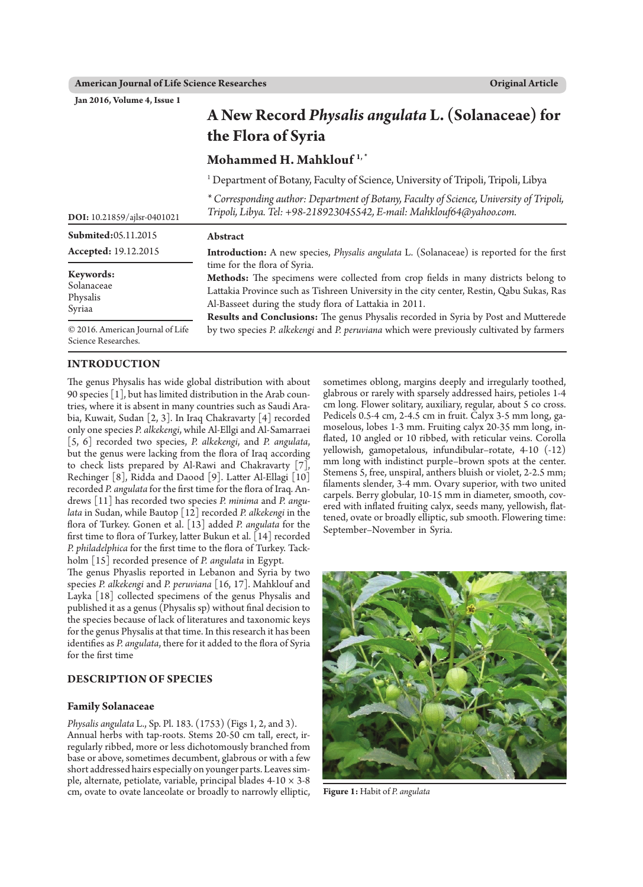# A New Record *Physalis angulata* L. (Solanaceae) for the Flora of Syria

## Mohammed H. Mahklouf [1,*]

[1] Department of Botany, Faculty of Science, University of Tripoli, Tripoli, Libya

* *Corresponding author: Department of Botany, Faculty of Science, University of Tripoli, Tripoli, Libya. Tel: +98-218923045542, E-mail: Mahklouf64@yahoo.com.*

**DOI:** 10.21859/ajlsr-0401021

**Submited:** 05.11.2015

**Accepted:** 19.12.2015

**Keywords:**
Solanaceae
Physalis
Syriaa

© 2016. American Journal of Life Science Researches.

### Abstract

**Introduction:** A new species, *Physalis angulata* L. (Solanaceae) is reported for the first time for the flora of Syria.

**Methods:** The specimens were collected from crop fields in many districts belong to Lattakia Province such as Tishreen University in the city center, Restin, Qabu Sukas, Ras Al-Basseet during the study flora of Lattakia in 2011.

**Results and Conclusions:** The genus Physalis recorded in Syria by Post and Mutterede by two species *P. alkekengi* and *P. peruviana* which were previously cultivated by farmers

## INTRODUCTION

The genus Physalis has wide global distribution with about 90 species [1], but has limited distribution in the Arab countries, where it is absent in many countries such as Saudi Arabia, Kuwait, Sudan [2, 3]. In Iraq Chakravarty [4] recorded only one species *P. alkekengi*, while Al-Ellgi and Al-Samarraei [5, 6] recorded two species, *P. alkekengi*, and *P. angulata*, but the genus were lacking from the flora of Iraq according to check lists prepared by Al-Rawi and Chakravarty [7], Rechinger [8], Ridda and Daood [9]. Latter Al-Ellagi [10] recorded *P. angulata* for the first time for the flora of Iraq. Andrews [11] has recorded two species *P. minima* and *P. angulata* in Sudan, while Bautop [12] recorded *P. alkekengi* in the flora of Turkey. Gonen et al. [13] added *P. angulata* for the first time to flora of Turkey, latter Bukun et al. [14] recorded *P. philadelphica* for the first time to the flora of Turkey. Tackholm [15] recorded presence of *P. angulata* in Egypt.

The genus Phyaslis reported in Lebanon and Syria by two species *P. alkekengi* and *P. peruviana* [16, 17]. Mahklouf and Layka [18] collected specimens of the genus Physalis and published it as a genus (Physalis sp) without final decision to the species because of lack of literatures and taxonomic keys for the genus Physalis at that time. In this research it has been identifies as *P. angulata*, there for it added to the flora of Syria for the first time

## DESCRIPTION OF SPECIES

### Family Solanaceae

*Physalis angulata* L., Sp. Pl. 183. (1753) (Figs 1, 2, and 3).
Annual herbs with tap-roots. Stems 20-50 cm tall, erect, irregularly ribbed, more or less dichotomously branched from base or above, sometimes decumbent, glabrous or with a few short addressed hairs especially on younger parts. Leaves simple, alternate, petiolate, variable, principal blades 4-10 × 3-8 cm, ovate to ovate lanceolate or broadly to narrowly elliptic, sometimes oblong, margins deeply and irregularly toothed, glabrous or rarely with sparsely addressed hairs, petioles 1-4 cm long. Flower solitary, auxiliary, regular, about 5 co cross. Pedicels 0.5-4 cm, 2-4.5 cm in fruit. Calyx 3-5 mm long, gamoselous, lobes 1-3 mm. Fruiting calyx 20-35 mm long, inflated, 10 angled or 10 ribbed, with reticular veins. Corolla yellowish, gamopetalous, infundibular–rotate, 4-10 (-12) mm long with indistinct purple–brown spots at the center. Stemens 5, free, unspiral, anthers bluish or violet, 2-2.5 mm; filaments slender, 3-4 mm. Ovary superior, with two united carpels. Berry globular, 10-15 mm in diameter, smooth, covered with inflated fruiting calyx, seeds many, yellowish, flattened, ovate or broadly elliptic, sub smooth. Flowering time: September–November in Syria.

**Figure 1:** Habit of *P. angulata*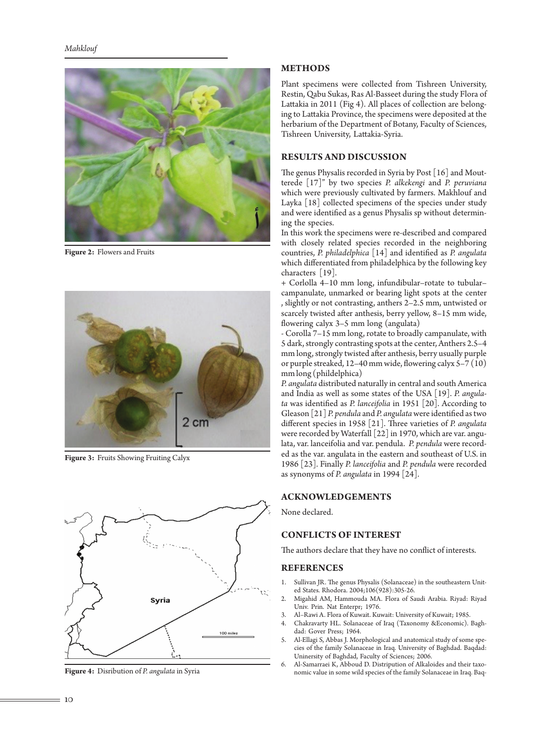Figure 2: Flowers and Fruits

Figure 3: Fruits Showing Fruiting Calyx

Figure 4: Disribution of *P. angulata* in Syria

## METHODS

Plant specimens were collected from Tishreen University, Restin, Qabu Sukas, Ras Al-Basseet during the study Flora of Lattakia in 2011 (Fig 4). All places of collection are belonging to Lattakia Province, the specimens were deposited at the herbarium of the Department of Botany, Faculty of Sciences, Tishreen University, Lattakia-Syria.

## RESULTS AND DISCUSSION

The genus Physalis recorded in Syria by Post [16] and Mootterede [17]" by two species *P. alkekengi* and *P. peruviana* which were previously cultivated by farmers. Makhlouf and Layka [18] collected specimens of the species under study and were identified as a genus Physalis sp without determining the species.

In this work the specimens were re-described and compared with closely related species recorded in the neighboring countries, *P. philadelphica* [14] and identified as *P. angulata* which differentiated from philadelphica by the following key characters [19].

+ Corlolla 4–10 mm long, infundibular–rotate to tubular–campanulate, unmarked or bearing light spots at the center , slightly or not contrasting, anthers 2–2.5 mm, untwisted or scarcely twisted after anthesis, berry yellow, 8–15 mm wide, flowering calyx 3–5 mm long (angulata)

- Corolla 7–15 mm long, rotate to broadly campanulate, with 5 dark, strongly contrasting spots at the center, Anthers 2.5–4 mm long, strongly twisted after anthesis, berry usually purple or purple streaked, 12–40 mm wide, flowering calyx 5–7 (10) mm long (phildelphica)

*P. angulata* distributed naturally in central and south America and India as well as some states of the USA [19]. *P. angulata* was identified as *P. lanceifolia* in 1951 [20]. According to Gleason [21] *P. pendula* and *P. angulata* were identified as two different species in 1958 [21]. Three varieties of *P. angulata* were recorded by Waterfall [22] in 1970, which are var. angulata, var. lanceifolia and var. pendula. *P. pendula* were recorded as the var. angulata in the eastern and southeast of U.S. in 1986 [23]. Finally *P. lanceifolia* and *P. pendula* were recorded as synonyms of *P. angulata* in 1994 [24].

## ACKNOWLEDGEMENTS

None declared.

## CONFLICTS OF INTEREST

The authors declare that they have no conflict of interests.

## REFERENCES

1. Sullivan JR. The genus Physalis (Solanaceae) in the southeastern United States. Rhodora. 2004;106(928):305-26.
2. Migahid AM, Hammouda MA. Flora of Saudi Arabia. Riyad: Riyad Univ. Prin. Nat Enterpr; 1976.
3. Al–Rawi A. Flora of Kuwait. Kuwait: University of Kuwait; 1985.
4. Chakravarty HL. Solanaceae of Iraq (Taxonomy &Economic). Baghdad: Gover Press; 1964.
5. Al-Ellagi S, Abbas J. Morphological and anatomical study of some species of the family Solanaceae in Iraq. University of Baghdad. Baqdad: Uninersity of Baghdad, Faculty of Sciences; 2006.
6. Al-Samarraei K, Abboud D. Distripution of Alkaloides and their taxonomic value in some wild species of the family Solanaceae in Iraq. Baq-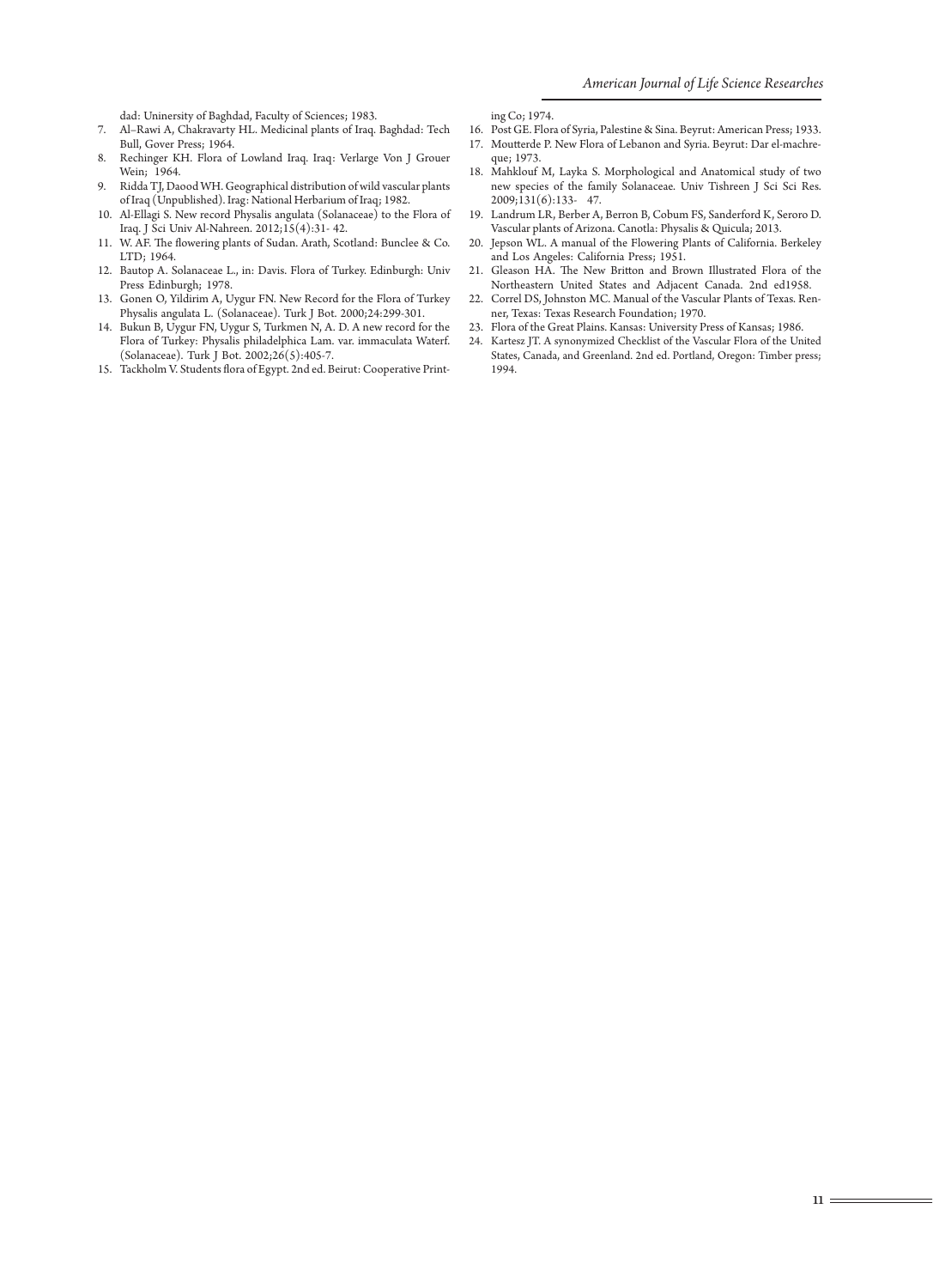dad: Uninersity of Baghdad, Faculty of Sciences; 1983.

7. Al–Rawi A, Chakravarty HL. Medicinal plants of Iraq. Baghdad: Tech Bull, Gover Press; 1964.
8. Rechinger KH. Flora of Lowland Iraq. Iraq: Verlarge Von J Grouer Wein; 1964.
9. Ridda TJ, Daood WH. Geographical distribution of wild vascular plants of Iraq (Unpublished). Irag: National Herbarium of Iraq; 1982.
10. Al-Ellagi S. New record Physalis angulata (Solanaceae) to the Flora of Iraq. J Sci Univ Al-Nahreen. 2012;15(4):31- 42.
11. W. AF. The flowering plants of Sudan. Arath, Scotland: Bunclee & Co. LTD; 1964.
12. Bautop A. Solanaceae L., in: Davis. Flora of Turkey. Edinburgh: Univ Press Edinburgh; 1978.
13. Gonen O, Yildirim A, Uygur FN. New Record for the Flora of Turkey Physalis angulata L. (Solanaceae). Turk J Bot. 2000;24:299-301.
14. Bukun B, Uygur FN, Uygur S, Turkmen N, A. D. A new record for the Flora of Turkey: Physalis philadelphica Lam. var. immaculata Waterf. (Solanaceae). Turk J Bot. 2002;26(5):405-7.
15. Tackholm V. Students flora of Egypt. 2nd ed. Beirut: Cooperative Printing Co; 1974.
16. Post GE. Flora of Syria, Palestine & Sina. Beyrut: American Press; 1933.
17. Moutterde P. New Flora of Lebanon and Syria. Beyrut: Dar el-machreque; 1973.
18. Mahklouf M, Layka S. Morphological and Anatomical study of two new species of the family Solanaceae. Univ Tishreen J Sci Sci Res. 2009;131(6):133- 47.
19. Landrum LR, Berber A, Berron B, Cobum FS, Sanderford K, Seroro D. Vascular plants of Arizona. Canotla: Physalis & Quicula; 2013.
20. Jepson WL. A manual of the Flowering Plants of California. Berkeley and Los Angeles: California Press; 1951.
21. Gleason HA. The New Britton and Brown Illustrated Flora of the Northeastern United States and Adjacent Canada. 2nd ed1958.
22. Correl DS, Johnston MC. Manual of the Vascular Plants of Texas. Renner, Texas: Texas Research Foundation; 1970.
23. Flora of the Great Plains. Kansas: University Press of Kansas; 1986.
24. Kartesz JT. A synonymized Checklist of the Vascular Flora of the United States, Canada, and Greenland. 2nd ed. Portland, Oregon: Timber press; 1994.